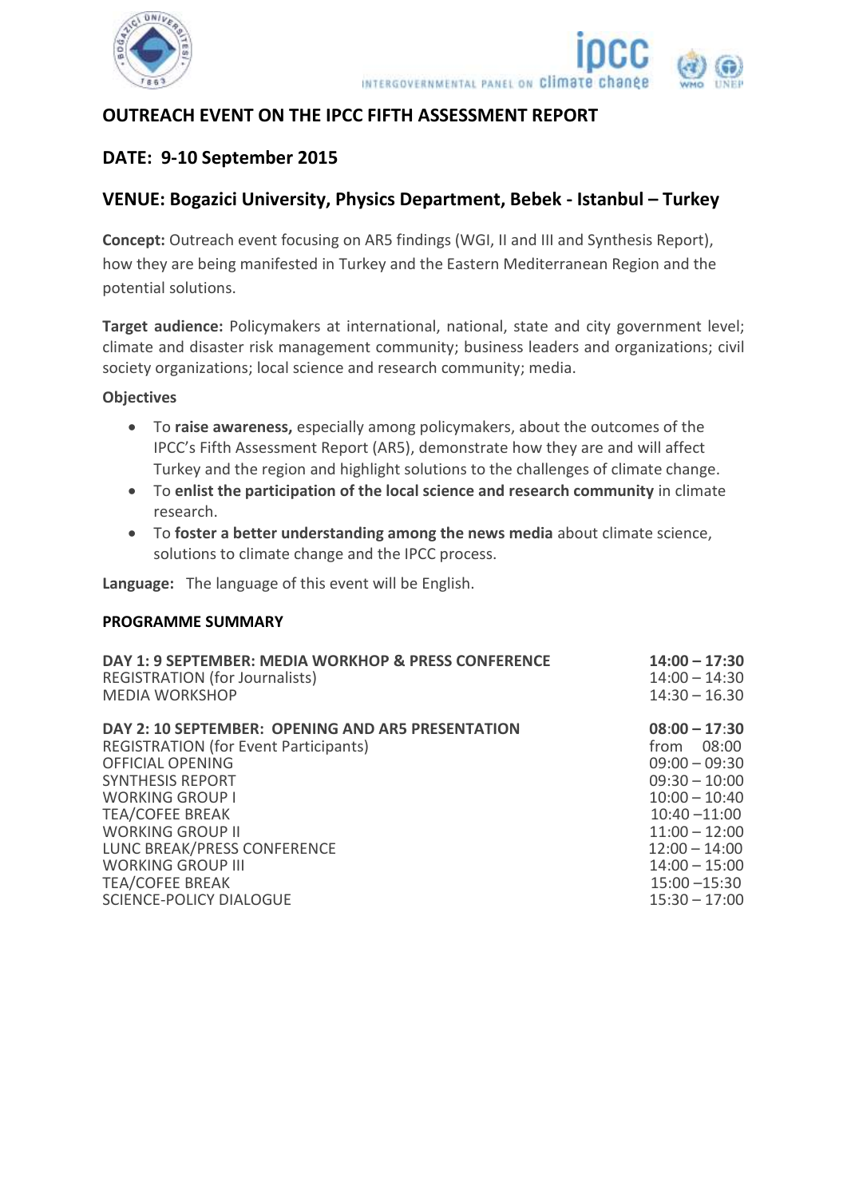## OUTREACH EVENT ON THE IPCC FIFTH ASSESSMENT REPORT

## DATE: 9-10 September 2015

## VENUE: Bogazici University, Physics Department, Bebek - Istanbul – Turkey

**Concept:** Outreach event focusing on AR5 findings (WGI, II and III and Synthesis Report), how they are being manifested in Turkey and the Eastern Mediterranean Region and the potential solutions.

**Target audience:** Policymakers at international, national, state and city government level; climate and disaster risk management community; business leaders and organizations; civil society organizations; local science and research community; media.

**Objectives**

- To **raise awareness,** especially among policymakers, about the outcomes of the IPCC's Fifth Assessment Report (AR5), demonstrate how they are and will affect Turkey and the region and highlight solutions to the challenges of climate change.
- To **enlist the participation of the local science and research community** in climate research.
- To **foster a better understanding among the news media** about climate science, solutions to climate change and the IPCC process.

**Language:** The language of this event will be English.

**PROGRAMME SUMMARY**

| | |
|---|---|
| **DAY 1: 9 SEPTEMBER: MEDIA WORKHOP & PRESS CONFERENCE** | **14:00 – 17:30** |
| REGISTRATION (for Journalists) | 14:00 – 14:30 |
| MEDIA WORKSHOP | 14:30 – 16.30 |
| **DAY 2: 10 SEPTEMBER: OPENING AND AR5 PRESENTATION** | **08:00 – 17:30** |
| REGISTRATION (for Event Participants) | from 08:00 |
| OFFICIAL OPENING | 09:00 – 09:30 |
| SYNTHESIS REPORT | 09:30 – 10:00 |
| WORKING GROUP I | 10:00 – 10:40 |
| TEA/COFEE BREAK | 10:40 –11:00 |
| WORKING GROUP II | 11:00 – 12:00 |
| LUNC BREAK/PRESS CONFERENCE | 12:00 – 14:00 |
| WORKING GROUP III | 14:00 – 15:00 |
| TEA/COFEE BREAK | 15:00 –15:30 |
| SCIENCE-POLICY DIALOGUE | 15:30 – 17:00 |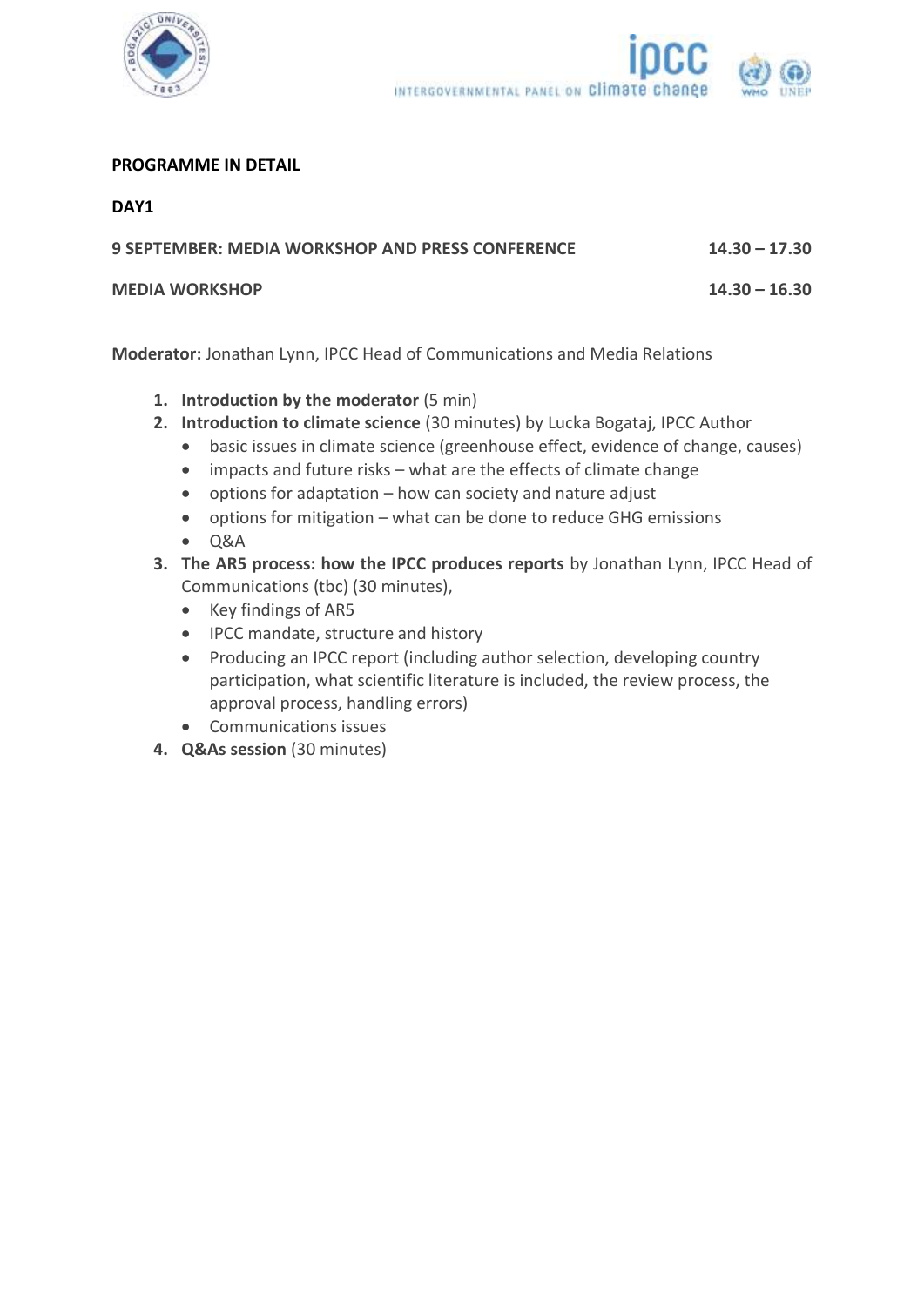**PROGRAMME IN DETAIL**

**DAY1**

**9 SEPTEMBER: MEDIA WORKSHOP AND PRESS CONFERENCE 14.30 – 17.30**

**MEDIA WORKSHOP 14.30 – 16.30**

**Moderator:** Jonathan Lynn, IPCC Head of Communications and Media Relations

1. **Introduction by the moderator** (5 min)
2. **Introduction to climate science** (30 minutes) by Lucka Bogataj, IPCC Author
   - basic issues in climate science (greenhouse effect, evidence of change, causes)
   - impacts and future risks – what are the effects of climate change
   - options for adaptation – how can society and nature adjust
   - options for mitigation – what can be done to reduce GHG emissions
   - Q&A
3. **The AR5 process: how the IPCC produces reports** by Jonathan Lynn, IPCC Head of Communications (tbc) (30 minutes),
   - Key findings of AR5
   - IPCC mandate, structure and history
   - Producing an IPCC report (including author selection, developing country participation, what scientific literature is included, the review process, the approval process, handling errors)
   - Communications issues
4. **Q&As session** (30 minutes)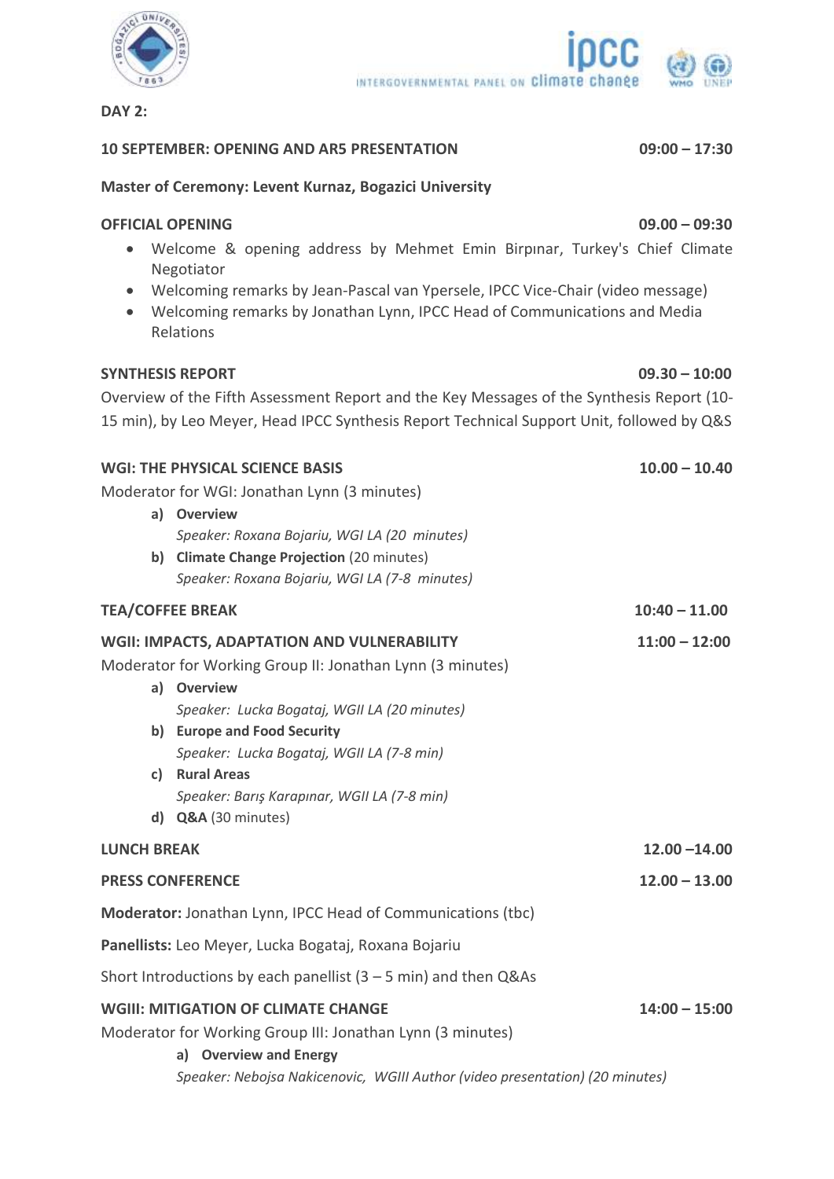**DAY 2:**

**10 SEPTEMBER: OPENING AND AR5 PRESENTATION** **09:00 – 17:30**

**Master of Ceremony: Levent Kurnaz, Bogazici University**

**OFFICIAL OPENING** **09.00 – 09:30**

- Welcome & opening address by Mehmet Emin Birpınar, Turkey's Chief Climate Negotiator
- Welcoming remarks by Jean-Pascal van Ypersele, IPCC Vice-Chair (video message)
- Welcoming remarks by Jonathan Lynn, IPCC Head of Communications and Media Relations

**SYNTHESIS REPORT** **09.30 – 10:00**

Overview of the Fifth Assessment Report and the Key Messages of the Synthesis Report (10-15 min), by Leo Meyer, Head IPCC Synthesis Report Technical Support Unit, followed by Q&S

**WGI: THE PHYSICAL SCIENCE BASIS** **10.00 – 10.40**

Moderator for WGI: Jonathan Lynn (3 minutes)

a) **Overview**
   *Speaker: Roxana Bojariu, WGI LA (20 minutes)*
b) **Climate Change Projection** (20 minutes)
   *Speaker: Roxana Bojariu, WGI LA (7-8 minutes)*

**TEA/COFFEE BREAK** **10:40 – 11.00**

**WGII: IMPACTS, ADAPTATION AND VULNERABILITY** **11:00 – 12:00**

Moderator for Working Group II: Jonathan Lynn (3 minutes)

a) **Overview**
   *Speaker: Lucka Bogataj, WGII LA (20 minutes)*
b) **Europe and Food Security**
   *Speaker: Lucka Bogataj, WGII LA (7-8 min)*
c) **Rural Areas**
   *Speaker: Barış Karapınar, WGII LA (7-8 min)*
d) **Q&A** (30 minutes)

**LUNCH BREAK** **12.00 –14.00**

**PRESS CONFERENCE** **12.00 – 13.00**

**Moderator:** Jonathan Lynn, IPCC Head of Communications (tbc)

**Panellists:** Leo Meyer, Lucka Bogataj, Roxana Bojariu

Short Introductions by each panellist (3 – 5 min) and then Q&As

**WGIII: MITIGATION OF CLIMATE CHANGE** **14:00 – 15:00**

Moderator for Working Group III: Jonathan Lynn (3 minutes)

a) **Overview and Energy**
   *Speaker: Nebojsa Nakicenovic, WGIII Author (video presentation) (20 minutes)*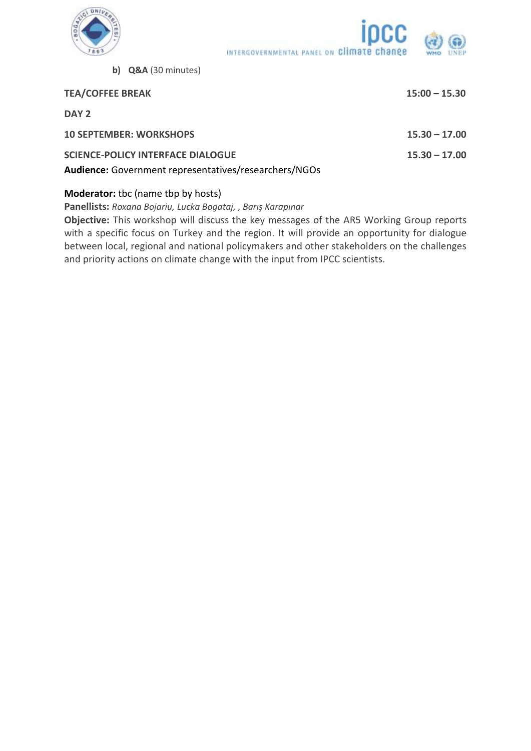**b) Q&A** (30 minutes)

**TEA/COFFEE BREAK** **15:00 – 15.30**

**DAY 2**

**10 SEPTEMBER: WORKSHOPS** **15.30 – 17.00**

**SCIENCE-POLICY INTERFACE DIALOGUE** **15.30 – 17.00**

**Audience:** Government representatives/researchers/NGOs

**Moderator:** tbc (name tbp by hosts)

**Panellists:** *Roxana Bojariu, Lucka Bogataj, , Barış Karapınar*

**Objective:** This workshop will discuss the key messages of the AR5 Working Group reports with a specific focus on Turkey and the region. It will provide an opportunity for dialogue between local, regional and national policymakers and other stakeholders on the challenges and priority actions on climate change with the input from IPCC scientists.